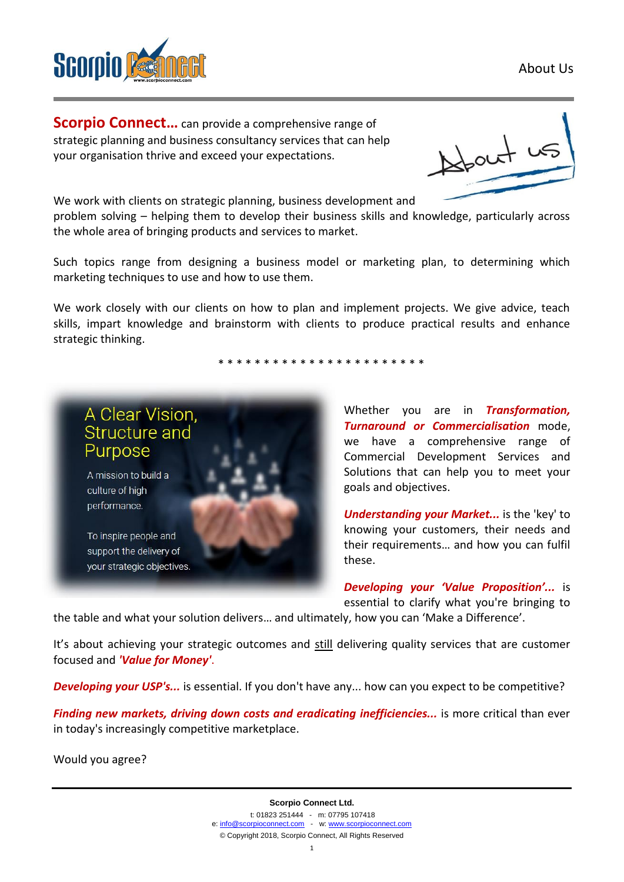**Scorpio Connect...** can provide a comprehensive range of strategic planning and business consultancy services that can help your organisation thrive and exceed your expectations.

We work with clients on strategic planning, business development and problem solving – helping them to develop their business skills and knowledge, particularly across the whole area of bringing products and services to market.

Such topics range from designing a business model or marketing plan, to determining which marketing techniques to use and how to use them.

We work closely with our clients on how to plan and implement projects. We give advice, teach skills, impart knowledge and brainstorm with clients to produce practical results and enhance strategic thinking.

* * * * * * * * * * * * * * * * * * * * * * *

A Clear Vision, Structure and Purpose

A mission to build a culture of high performance.

To inspire people and support the delivery of your strategic objectives.

Whether you are in ***Transformation, Turnaround or Commercialisation*** mode, we have a comprehensive range of Commercial Development Services and Solutions that can help you to meet your goals and objectives.

***Understanding your Market...*** is the 'key' to knowing your customers, their needs and their requirements… and how you can fulfil these.

***Developing your 'Value Proposition'...*** is essential to clarify what you're bringing to the table and what your solution delivers… and ultimately, how you can 'Make a Difference'.

It's about achieving your strategic outcomes and <u>still</u> delivering quality services that are customer focused and ***'Value for Money'***.

***Developing your USP's...*** is essential. If you don't have any... how can you expect to be competitive?

***Finding new markets, driving down costs and eradicating inefficiencies...*** is more critical than ever in today's increasingly competitive marketplace.

Would you agree?

**Scorpio Connect Ltd.**

t: 01823 251444 - m: 07795 107418

e: info@scorpioconnect.com - w: www.scorpioconnect.com

© Copyright 2018, Scorpio Connect, All Rights Reserved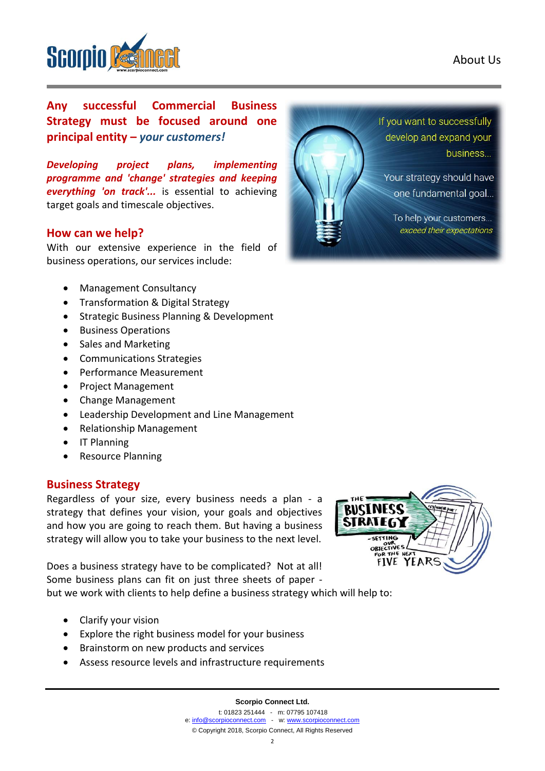**Any successful Commercial Business Strategy must be focused around one principal entity – *your customers!***

***Developing project plans, implementing programme and 'change' strategies and keeping everything 'on track'...*** is essential to achieving target goals and timescale objectives.

If you want to successfully develop and expand your business...

Your strategy should have one fundamental goal...

To help your customers... *exceed their expectations*

## How can we help?

With our extensive experience in the field of business operations, our services include:

- Management Consultancy
- Transformation & Digital Strategy
- Strategic Business Planning & Development
- Business Operations
- Sales and Marketing
- Communications Strategies
- Performance Measurement
- Project Management
- Change Management
- Leadership Development and Line Management
- Relationship Management
- IT Planning
- Resource Planning

## Business Strategy

Regardless of your size, every business needs a plan - a strategy that defines your vision, your goals and objectives and how you are going to reach them. But having a business strategy will allow you to take your business to the next level.

Does a business strategy have to be complicated? Not at all! Some business plans can fit on just three sheets of paper - but we work with clients to help define a business strategy which will help to:

- Clarify your vision
- Explore the right business model for your business
- Brainstorm on new products and services
- Assess resource levels and infrastructure requirements

**Scorpio Connect Ltd.**

t: 01823 251444 - m: 07795 107418

e: info@scorpioconnect.com - w: www.scorpioconnect.com

© Copyright 2018, Scorpio Connect, All Rights Reserved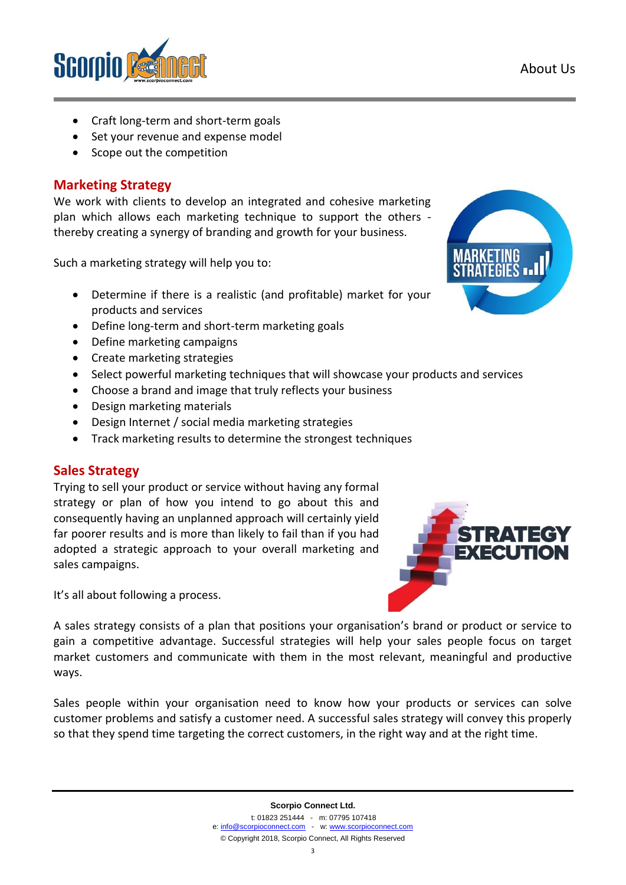- Craft long-term and short-term goals
- Set your revenue and expense model
- Scope out the competition

## Marketing Strategy

We work with clients to develop an integrated and cohesive marketing plan which allows each marketing technique to support the others - thereby creating a synergy of branding and growth for your business.

Such a marketing strategy will help you to:

- Determine if there is a realistic (and profitable) market for your products and services
- Define long-term and short-term marketing goals
- Define marketing campaigns
- Create marketing strategies
- Select powerful marketing techniques that will showcase your products and services
- Choose a brand and image that truly reflects your business
- Design marketing materials
- Design Internet / social media marketing strategies
- Track marketing results to determine the strongest techniques

## Sales Strategy

Trying to sell your product or service without having any formal strategy or plan of how you intend to go about this and consequently having an unplanned approach will certainly yield far poorer results and is more than likely to fail than if you had adopted a strategic approach to your overall marketing and sales campaigns.

It's all about following a process.

A sales strategy consists of a plan that positions your organisation's brand or product or service to gain a competitive advantage. Successful strategies will help your sales people focus on target market customers and communicate with them in the most relevant, meaningful and productive ways.

Sales people within your organisation need to know how your products or services can solve customer problems and satisfy a customer need. A successful sales strategy will convey this properly so that they spend time targeting the correct customers, in the right way and at the right time.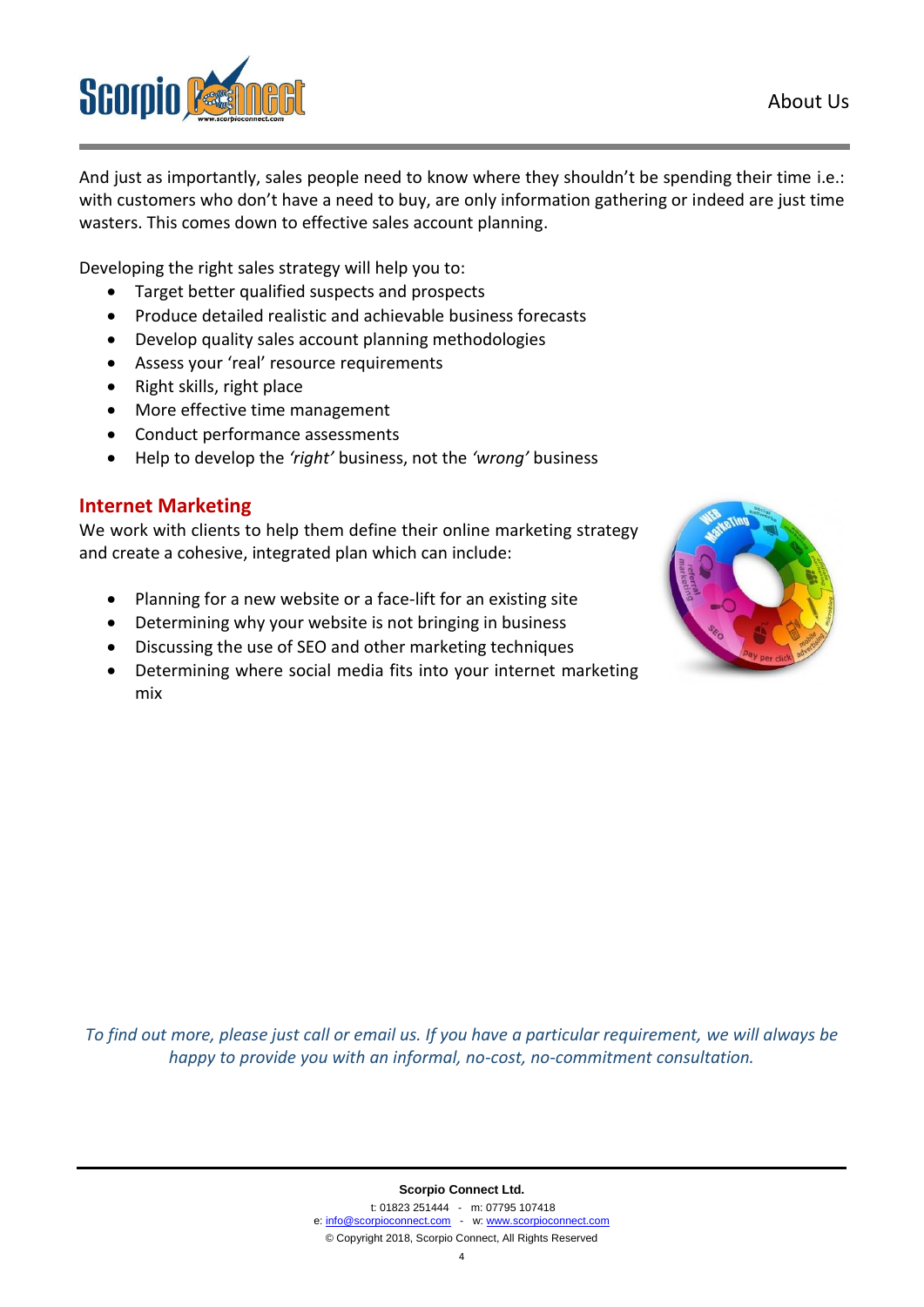And just as importantly, sales people need to know where they shouldn't be spending their time i.e.: with customers who don't have a need to buy, are only information gathering or indeed are just time wasters. This comes down to effective sales account planning.

Developing the right sales strategy will help you to:

- Target better qualified suspects and prospects
- Produce detailed realistic and achievable business forecasts
- Develop quality sales account planning methodologies
- Assess your 'real' resource requirements
- Right skills, right place
- More effective time management
- Conduct performance assessments
- Help to develop the *'right'* business, not the *'wrong'* business

## Internet Marketing

We work with clients to help them define their online marketing strategy and create a cohesive, integrated plan which can include:

- Planning for a new website or a face-lift for an existing site
- Determining why your website is not bringing in business
- Discussing the use of SEO and other marketing techniques
- Determining where social media fits into your internet marketing mix

*To find out more, please just call or email us. If you have a particular requirement, we will always be happy to provide you with an informal, no-cost, no-commitment consultation.*

**Scorpio Connect Ltd.**

t: 01823 251444 - m: 07795 107418

e: info@scorpioconnect.com - w: www.scorpioconnect.com

© Copyright 2018, Scorpio Connect, All Rights Reserved